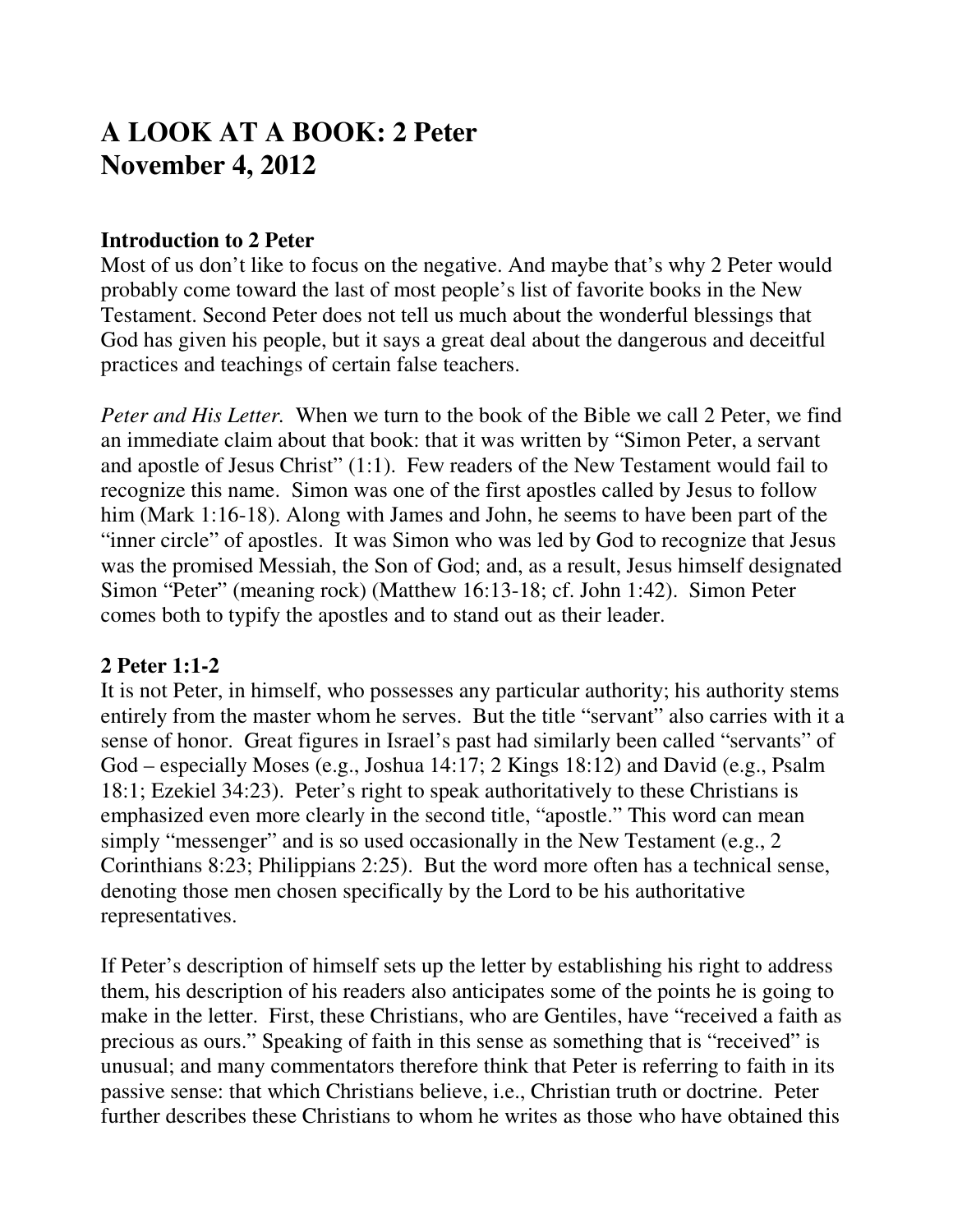# A LOOK AT A BOOK: 2 Peter
# November 4, 2012

## Introduction to 2 Peter

Most of us don't like to focus on the negative. And maybe that's why 2 Peter would probably come toward the last of most people's list of favorite books in the New Testament. Second Peter does not tell us much about the wonderful blessings that God has given his people, but it says a great deal about the dangerous and deceitful practices and teachings of certain false teachers.

*Peter and His Letter.* When we turn to the book of the Bible we call 2 Peter, we find an immediate claim about that book: that it was written by "Simon Peter, a servant and apostle of Jesus Christ" (1:1). Few readers of the New Testament would fail to recognize this name. Simon was one of the first apostles called by Jesus to follow him (Mark 1:16-18). Along with James and John, he seems to have been part of the "inner circle" of apostles. It was Simon who was led by God to recognize that Jesus was the promised Messiah, the Son of God; and, as a result, Jesus himself designated Simon "Peter" (meaning rock) (Matthew 16:13-18; cf. John 1:42). Simon Peter comes both to typify the apostles and to stand out as their leader.

## 2 Peter 1:1-2

It is not Peter, in himself, who possesses any particular authority; his authority stems entirely from the master whom he serves. But the title "servant" also carries with it a sense of honor. Great figures in Israel's past had similarly been called "servants" of God – especially Moses (e.g., Joshua 14:17; 2 Kings 18:12) and David (e.g., Psalm 18:1; Ezekiel 34:23). Peter's right to speak authoritatively to these Christians is emphasized even more clearly in the second title, "apostle." This word can mean simply "messenger" and is so used occasionally in the New Testament (e.g., 2 Corinthians 8:23; Philippians 2:25). But the word more often has a technical sense, denoting those men chosen specifically by the Lord to be his authoritative representatives.

If Peter's description of himself sets up the letter by establishing his right to address them, his description of his readers also anticipates some of the points he is going to make in the letter. First, these Christians, who are Gentiles, have "received a faith as precious as ours." Speaking of faith in this sense as something that is "received" is unusual; and many commentators therefore think that Peter is referring to faith in its passive sense: that which Christians believe, i.e., Christian truth or doctrine. Peter further describes these Christians to whom he writes as those who have obtained this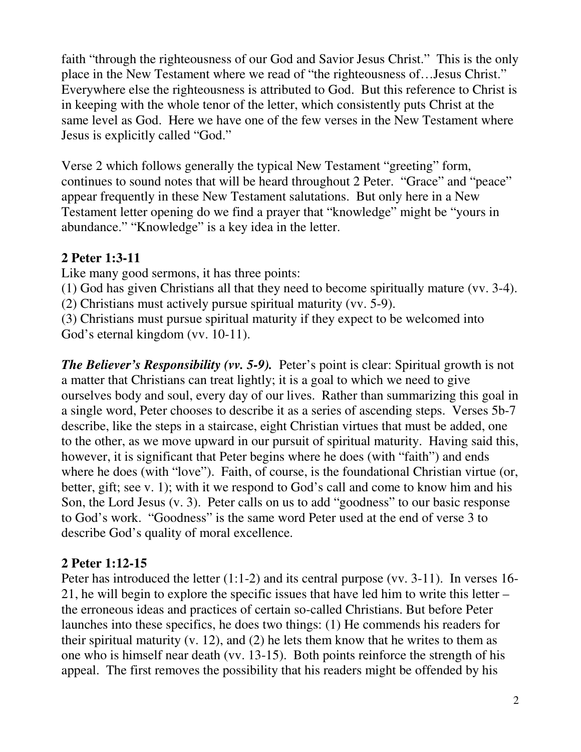faith "through the righteousness of our God and Savior Jesus Christ." This is the only place in the New Testament where we read of "the righteousness of…Jesus Christ." Everywhere else the righteousness is attributed to God. But this reference to Christ is in keeping with the whole tenor of the letter, which consistently puts Christ at the same level as God. Here we have one of the few verses in the New Testament where Jesus is explicitly called "God."

Verse 2 which follows generally the typical New Testament "greeting" form, continues to sound notes that will be heard throughout 2 Peter. "Grace" and "peace" appear frequently in these New Testament salutations. But only here in a New Testament letter opening do we find a prayer that "knowledge" might be "yours in abundance." "Knowledge" is a key idea in the letter.

## 2 Peter 1:3-11

Like many good sermons, it has three points:

(1) God has given Christians all that they need to become spiritually mature (vv. 3-4).
(2) Christians must actively pursue spiritual maturity (vv. 5-9).
(3) Christians must pursue spiritual maturity if they expect to be welcomed into God's eternal kingdom (vv. 10-11).

***The Believer's Responsibility (vv. 5-9).*** Peter's point is clear: Spiritual growth is not a matter that Christians can treat lightly; it is a goal to which we need to give ourselves body and soul, every day of our lives. Rather than summarizing this goal in a single word, Peter chooses to describe it as a series of ascending steps. Verses 5b-7 describe, like the steps in a staircase, eight Christian virtues that must be added, one to the other, as we move upward in our pursuit of spiritual maturity. Having said this, however, it is significant that Peter begins where he does (with "faith") and ends where he does (with "love"). Faith, of course, is the foundational Christian virtue (or, better, gift; see v. 1); with it we respond to God's call and come to know him and his Son, the Lord Jesus (v. 3). Peter calls on us to add "goodness" to our basic response to God's work. "Goodness" is the same word Peter used at the end of verse 3 to describe God's quality of moral excellence.

## 2 Peter 1:12-15

Peter has introduced the letter (1:1-2) and its central purpose (vv. 3-11). In verses 16-21, he will begin to explore the specific issues that have led him to write this letter – the erroneous ideas and practices of certain so-called Christians. But before Peter launches into these specifics, he does two things: (1) He commends his readers for their spiritual maturity (v. 12), and (2) he lets them know that he writes to them as one who is himself near death (vv. 13-15). Both points reinforce the strength of his appeal. The first removes the possibility that his readers might be offended by his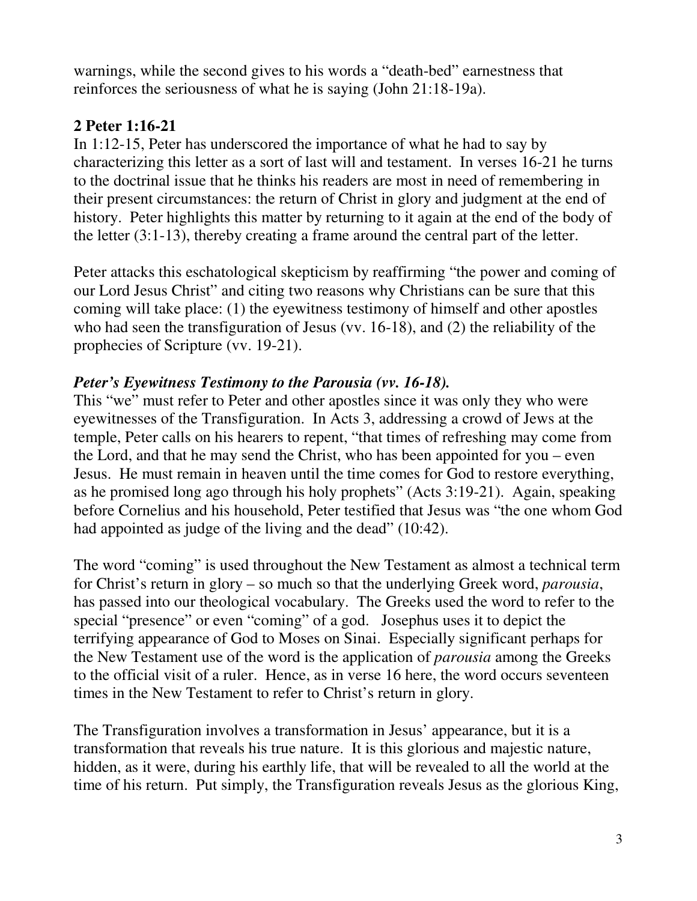warnings, while the second gives to his words a "death-bed" earnestness that reinforces the seriousness of what he is saying (John 21:18-19a).

## 2 Peter 1:16-21

In 1:12-15, Peter has underscored the importance of what he had to say by characterizing this letter as a sort of last will and testament. In verses 16-21 he turns to the doctrinal issue that he thinks his readers are most in need of remembering in their present circumstances: the return of Christ in glory and judgment at the end of history. Peter highlights this matter by returning to it again at the end of the body of the letter (3:1-13), thereby creating a frame around the central part of the letter.

Peter attacks this eschatological skepticism by reaffirming "the power and coming of our Lord Jesus Christ" and citing two reasons why Christians can be sure that this coming will take place: (1) the eyewitness testimony of himself and other apostles who had seen the transfiguration of Jesus (vv. 16-18), and (2) the reliability of the prophecies of Scripture (vv. 19-21).

### *Peter's Eyewitness Testimony to the Parousia (vv. 16-18).*

This "we" must refer to Peter and other apostles since it was only they who were eyewitnesses of the Transfiguration. In Acts 3, addressing a crowd of Jews at the temple, Peter calls on his hearers to repent, "that times of refreshing may come from the Lord, and that he may send the Christ, who has been appointed for you – even Jesus. He must remain in heaven until the time comes for God to restore everything, as he promised long ago through his holy prophets" (Acts 3:19-21). Again, speaking before Cornelius and his household, Peter testified that Jesus was "the one whom God had appointed as judge of the living and the dead" (10:42).

The word "coming" is used throughout the New Testament as almost a technical term for Christ's return in glory – so much so that the underlying Greek word, *parousia*, has passed into our theological vocabulary. The Greeks used the word to refer to the special "presence" or even "coming" of a god. Josephus uses it to depict the terrifying appearance of God to Moses on Sinai. Especially significant perhaps for the New Testament use of the word is the application of *parousia* among the Greeks to the official visit of a ruler. Hence, as in verse 16 here, the word occurs seventeen times in the New Testament to refer to Christ's return in glory.

The Transfiguration involves a transformation in Jesus' appearance, but it is a transformation that reveals his true nature. It is this glorious and majestic nature, hidden, as it were, during his earthly life, that will be revealed to all the world at the time of his return. Put simply, the Transfiguration reveals Jesus as the glorious King,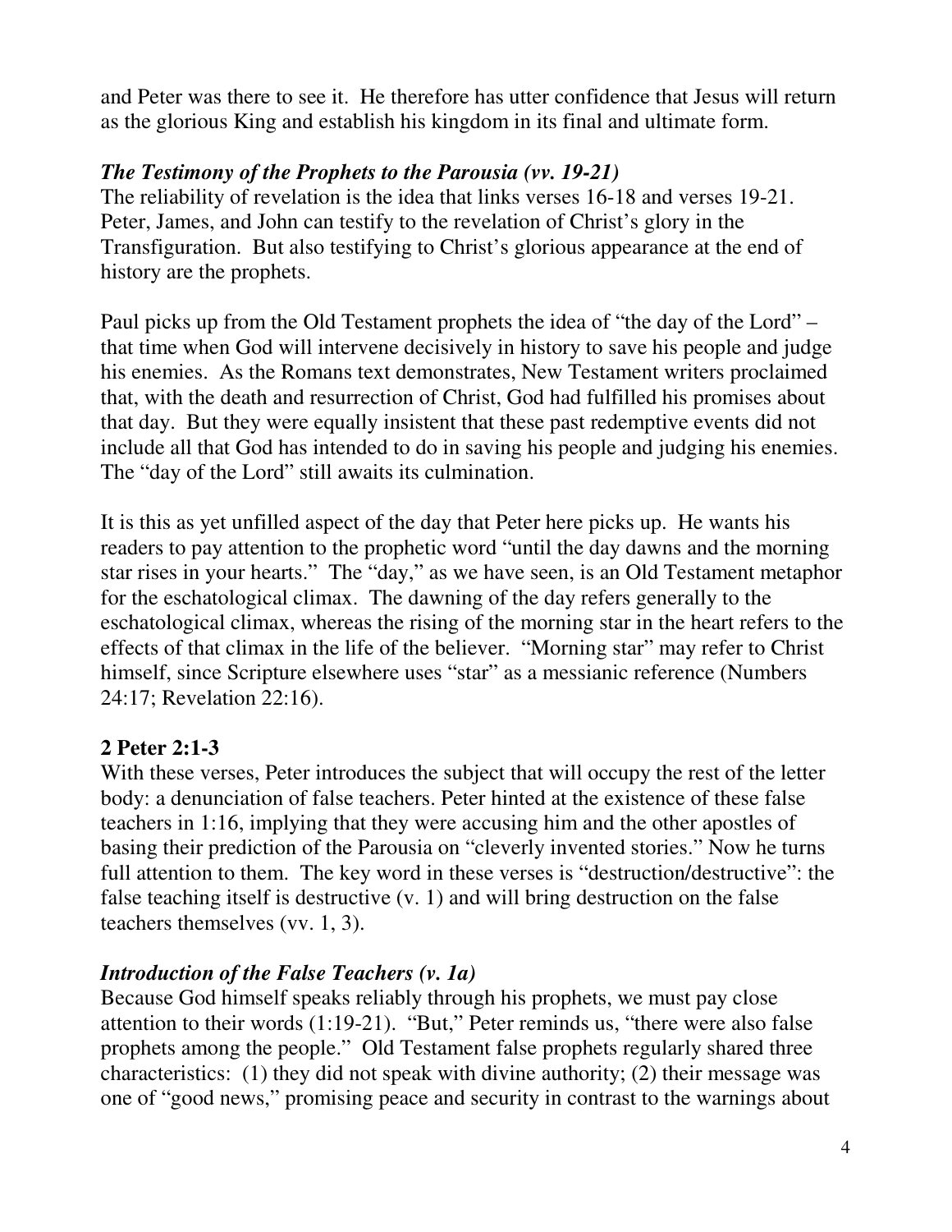and Peter was there to see it. He therefore has utter confidence that Jesus will return as the glorious King and establish his kingdom in its final and ultimate form.

### *The Testimony of the Prophets to the Parousia (vv. 19-21)*

The reliability of revelation is the idea that links verses 16-18 and verses 19-21. Peter, James, and John can testify to the revelation of Christ's glory in the Transfiguration. But also testifying to Christ's glorious appearance at the end of history are the prophets.

Paul picks up from the Old Testament prophets the idea of "the day of the Lord" – that time when God will intervene decisively in history to save his people and judge his enemies. As the Romans text demonstrates, New Testament writers proclaimed that, with the death and resurrection of Christ, God had fulfilled his promises about that day. But they were equally insistent that these past redemptive events did not include all that God has intended to do in saving his people and judging his enemies. The "day of the Lord" still awaits its culmination.

It is this as yet unfilled aspect of the day that Peter here picks up. He wants his readers to pay attention to the prophetic word "until the day dawns and the morning star rises in your hearts." The "day," as we have seen, is an Old Testament metaphor for the eschatological climax. The dawning of the day refers generally to the eschatological climax, whereas the rising of the morning star in the heart refers to the effects of that climax in the life of the believer. "Morning star" may refer to Christ himself, since Scripture elsewhere uses "star" as a messianic reference (Numbers 24:17; Revelation 22:16).

## 2 Peter 2:1-3

With these verses, Peter introduces the subject that will occupy the rest of the letter body: a denunciation of false teachers. Peter hinted at the existence of these false teachers in 1:16, implying that they were accusing him and the other apostles of basing their prediction of the Parousia on "cleverly invented stories." Now he turns full attention to them. The key word in these verses is "destruction/destructive": the false teaching itself is destructive (v. 1) and will bring destruction on the false teachers themselves (vv. 1, 3).

### *Introduction of the False Teachers (v. 1a)*

Because God himself speaks reliably through his prophets, we must pay close attention to their words (1:19-21). "But," Peter reminds us, "there were also false prophets among the people." Old Testament false prophets regularly shared three characteristics: (1) they did not speak with divine authority; (2) their message was one of "good news," promising peace and security in contrast to the warnings about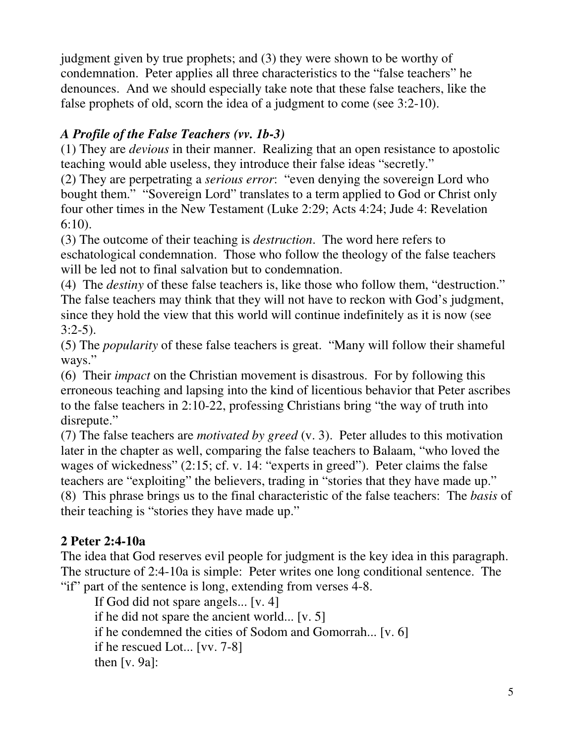judgment given by true prophets; and (3) they were shown to be worthy of condemnation. Peter applies all three characteristics to the "false teachers" he denounces. And we should especially take note that these false teachers, like the false prophets of old, scorn the idea of a judgment to come (see 3:2-10).

### *A Profile of the False Teachers (vv. 1b-3)*

(1) They are *devious* in their manner. Realizing that an open resistance to apostolic teaching would able useless, they introduce their false ideas "secretly."
(2) They are perpetrating a *serious error*: "even denying the sovereign Lord who bought them." "Sovereign Lord" translates to a term applied to God or Christ only four other times in the New Testament (Luke 2:29; Acts 4:24; Jude 4: Revelation 6:10).
(3) The outcome of their teaching is *destruction*. The word here refers to eschatological condemnation. Those who follow the theology of the false teachers will be led not to final salvation but to condemnation.
(4) The *destiny* of these false teachers is, like those who follow them, "destruction." The false teachers may think that they will not have to reckon with God's judgment, since they hold the view that this world will continue indefinitely as it is now (see 3:2-5).
(5) The *popularity* of these false teachers is great. "Many will follow their shameful ways."
(6) Their *impact* on the Christian movement is disastrous. For by following this erroneous teaching and lapsing into the kind of licentious behavior that Peter ascribes to the false teachers in 2:10-22, professing Christians bring "the way of truth into disrepute."
(7) The false teachers are *motivated by greed* (v. 3). Peter alludes to this motivation later in the chapter as well, comparing the false teachers to Balaam, "who loved the wages of wickedness" (2:15; cf. v. 14: "experts in greed"). Peter claims the false teachers are "exploiting" the believers, trading in "stories that they have made up."
(8) This phrase brings us to the final characteristic of the false teachers: The *basis* of their teaching is "stories they have made up."

## 2 Peter 2:4-10a

The idea that God reserves evil people for judgment is the key idea in this paragraph. The structure of 2:4-10a is simple: Peter writes one long conditional sentence. The "if" part of the sentence is long, extending from verses 4-8.

> If God did not spare angels... [v. 4]
> if he did not spare the ancient world... [v. 5]
> if he condemned the cities of Sodom and Gomorrah... [v. 6]
> if he rescued Lot... [vv. 7-8]
> then [v. 9a]: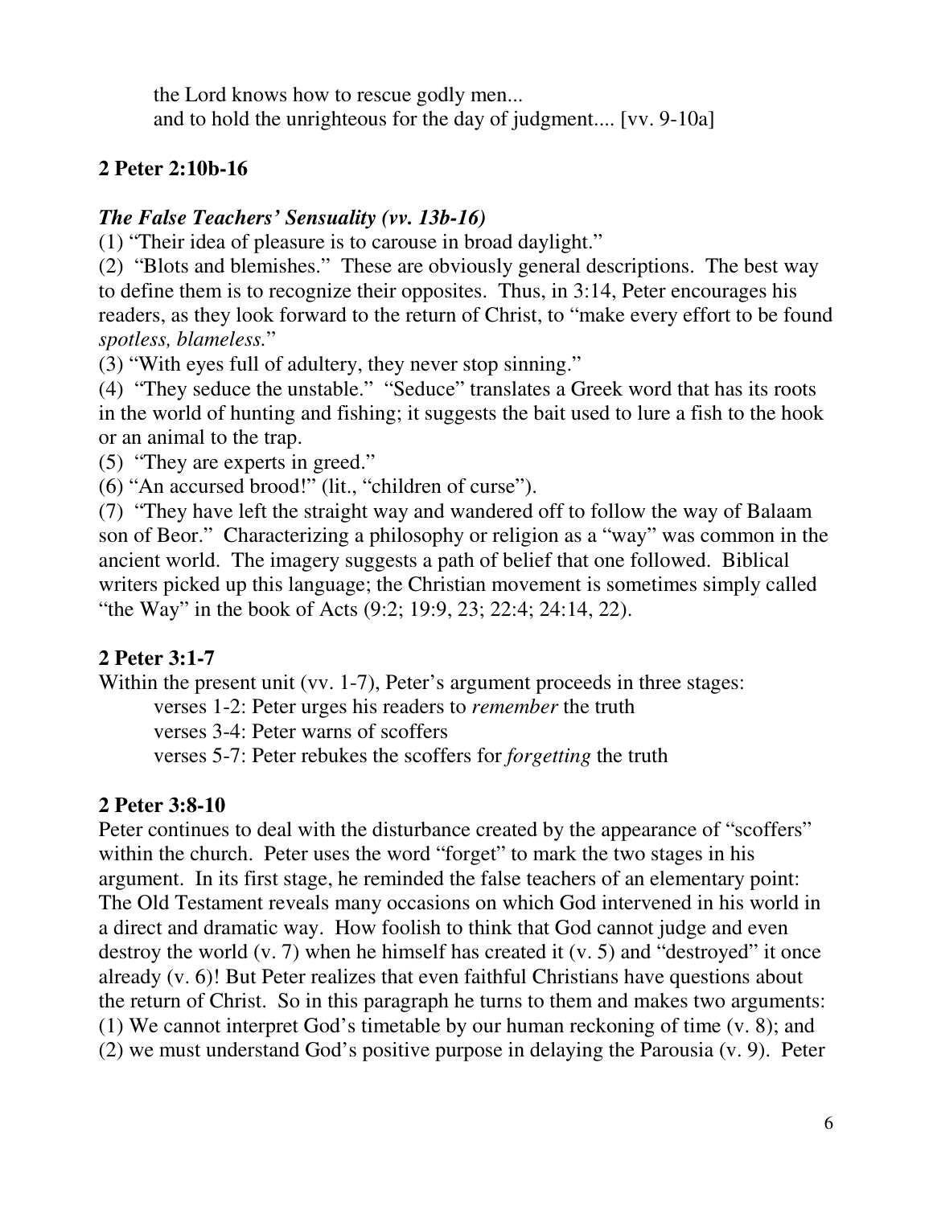the Lord knows how to rescue godly men...
and to hold the unrighteous for the day of judgment.... [vv. 9-10a]

## 2 Peter 2:10b-16

### *The False Teachers' Sensuality (vv. 13b-16)*

(1) "Their idea of pleasure is to carouse in broad daylight."
(2) "Blots and blemishes." These are obviously general descriptions. The best way to define them is to recognize their opposites. Thus, in 3:14, Peter encourages his readers, as they look forward to the return of Christ, to "make every effort to be found *spotless, blameless.*"
(3) "With eyes full of adultery, they never stop sinning."
(4) "They seduce the unstable." "Seduce" translates a Greek word that has its roots in the world of hunting and fishing; it suggests the bait used to lure a fish to the hook or an animal to the trap.
(5) "They are experts in greed."
(6) "An accursed brood!" (lit., "children of curse").
(7) "They have left the straight way and wandered off to follow the way of Balaam son of Beor." Characterizing a philosophy or religion as a "way" was common in the ancient world. The imagery suggests a path of belief that one followed. Biblical writers picked up this language; the Christian movement is sometimes simply called "the Way" in the book of Acts (9:2; 19:9, 23; 22:4; 24:14, 22).

## 2 Peter 3:1-7

Within the present unit (vv. 1-7), Peter's argument proceeds in three stages:
verses 1-2: Peter urges his readers to *remember* the truth
verses 3-4: Peter warns of scoffers
verses 5-7: Peter rebukes the scoffers for *forgetting* the truth

## 2 Peter 3:8-10

Peter continues to deal with the disturbance created by the appearance of "scoffers" within the church. Peter uses the word "forget" to mark the two stages in his argument. In its first stage, he reminded the false teachers of an elementary point: The Old Testament reveals many occasions on which God intervened in his world in a direct and dramatic way. How foolish to think that God cannot judge and even destroy the world (v. 7) when he himself has created it (v. 5) and "destroyed" it once already (v. 6)! But Peter realizes that even faithful Christians have questions about the return of Christ. So in this paragraph he turns to them and makes two arguments: (1) We cannot interpret God's timetable by our human reckoning of time (v. 8); and (2) we must understand God's positive purpose in delaying the Parousia (v. 9). Peter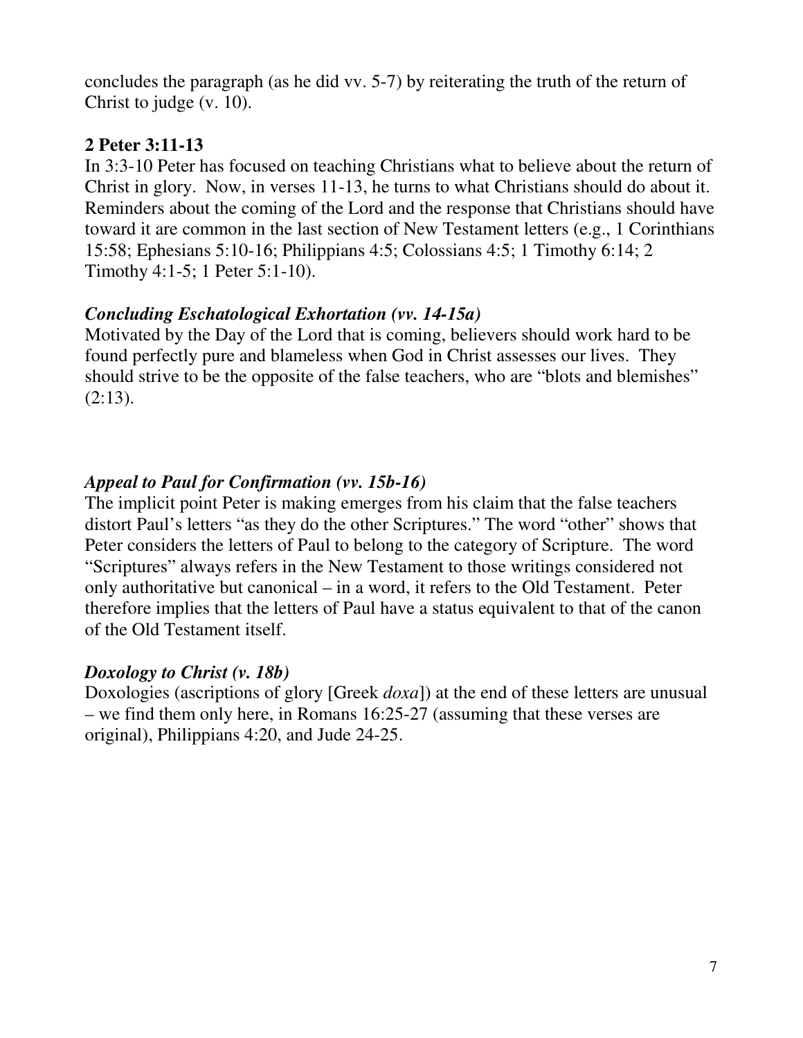concludes the paragraph (as he did vv. 5-7) by reiterating the truth of the return of Christ to judge (v. 10).

## 2 Peter 3:11-13

In 3:3-10 Peter has focused on teaching Christians what to believe about the return of Christ in glory. Now, in verses 11-13, he turns to what Christians should do about it. Reminders about the coming of the Lord and the response that Christians should have toward it are common in the last section of New Testament letters (e.g., 1 Corinthians 15:58; Ephesians 5:10-16; Philippians 4:5; Colossians 4:5; 1 Timothy 6:14; 2 Timothy 4:1-5; 1 Peter 5:1-10).

### *Concluding Eschatological Exhortation (vv. 14-15a)*

Motivated by the Day of the Lord that is coming, believers should work hard to be found perfectly pure and blameless when God in Christ assesses our lives. They should strive to be the opposite of the false teachers, who are "blots and blemishes" (2:13).

### *Appeal to Paul for Confirmation (vv. 15b-16)*

The implicit point Peter is making emerges from his claim that the false teachers distort Paul's letters "as they do the other Scriptures." The word "other" shows that Peter considers the letters of Paul to belong to the category of Scripture. The word "Scriptures" always refers in the New Testament to those writings considered not only authoritative but canonical – in a word, it refers to the Old Testament. Peter therefore implies that the letters of Paul have a status equivalent to that of the canon of the Old Testament itself.

### *Doxology to Christ (v. 18b)*

Doxologies (ascriptions of glory [Greek *doxa*]) at the end of these letters are unusual – we find them only here, in Romans 16:25-27 (assuming that these verses are original), Philippians 4:20, and Jude 24-25.